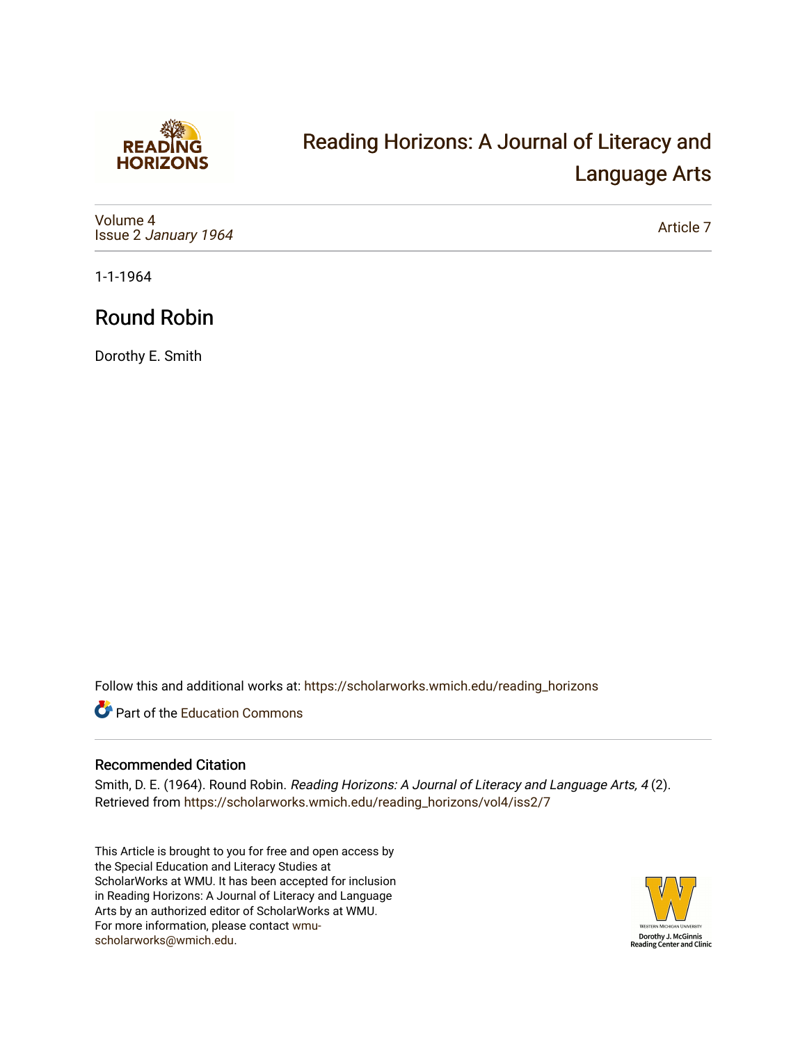# Reading Horizons: A Journal of Literacy and Language Arts

Volume 4
Issue 2 *January 1964*

Article 7

1-1-1964

## Round Robin

Dorothy E. Smith

Follow this and additional works at: https://scholarworks.wmich.edu/reading_horizons

Part of the Education Commons

### Recommended Citation

Smith, D. E. (1964). Round Robin. *Reading Horizons: A Journal of Literacy and Language Arts, 4* (2). Retrieved from https://scholarworks.wmich.edu/reading_horizons/vol4/iss2/7

This Article is brought to you for free and open access by the Special Education and Literacy Studies at ScholarWorks at WMU. It has been accepted for inclusion in Reading Horizons: A Journal of Literacy and Language Arts by an authorized editor of ScholarWorks at WMU. For more information, please contact wmu-scholarworks@wmich.edu.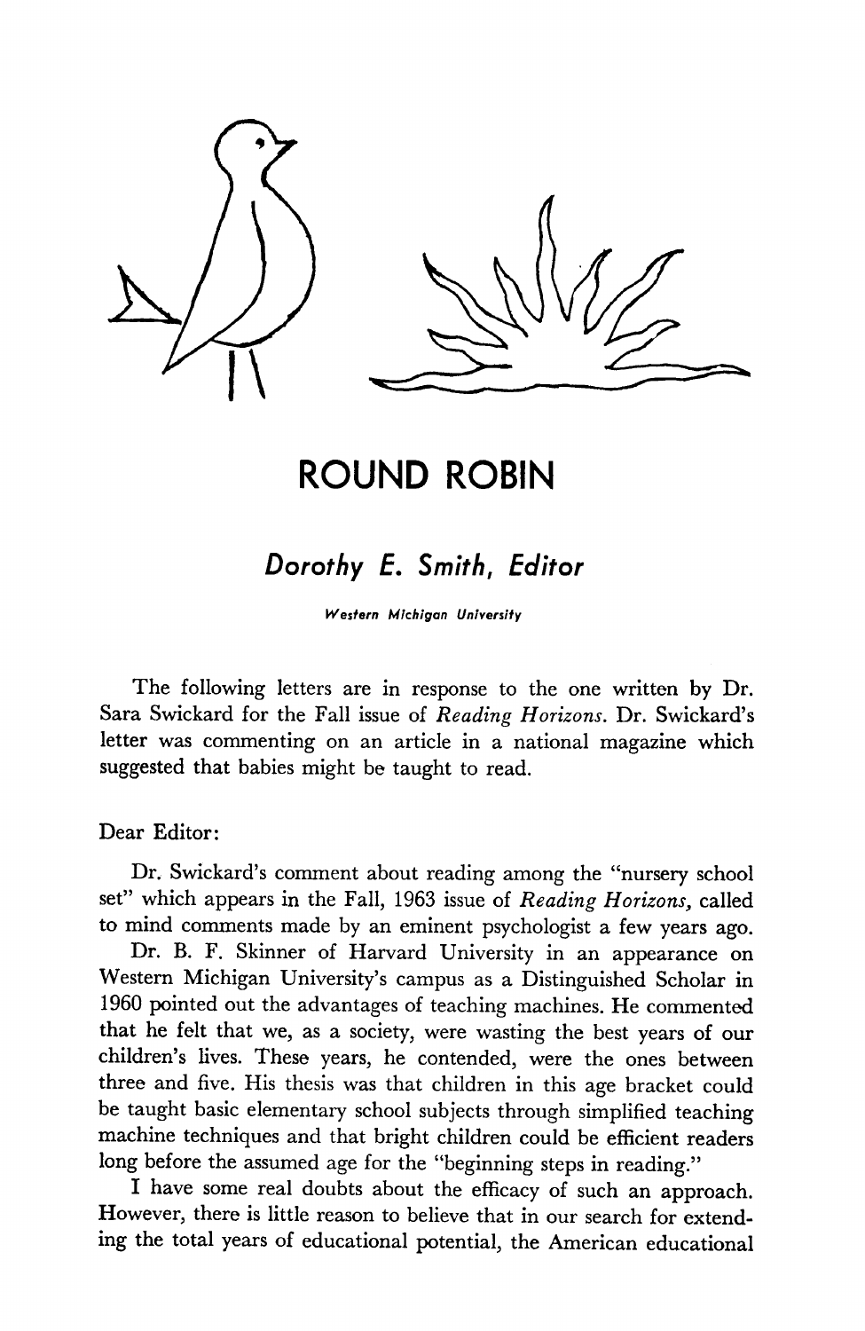# ROUND ROBIN

## *Dorothy E. Smith, Editor*

*Western Michigan University*

The following letters are in response to the one written by Dr. Sara Swickard for the Fall issue of *Reading Horizons*. Dr. Swickard's letter was commenting on an article in a national magazine which suggested that babies might be taught to read.

Dear Editor:

Dr. Swickard's comment about reading among the "nursery school set" which appears in the Fall, 1963 issue of *Reading Horizons,* called to mind comments made by an eminent psychologist a few years ago.

Dr. B. F. Skinner of Harvard University in an appearance on Western Michigan University's campus as a Distinguished Scholar in 1960 pointed out the advantages of teaching machines. He commented that he felt that we, as a society, were wasting the best years of our children's lives. These years, he contended, were the ones between three and five. His thesis was that children in this age bracket could be taught basic elementary school subjects through simplified teaching machine techniques and that bright children could be efficient readers long before the assumed age for the "beginning steps in reading."

I have some real doubts about the efficacy of such an approach. However, there is little reason to believe that in our search for extending the total years of educational potential, the American educational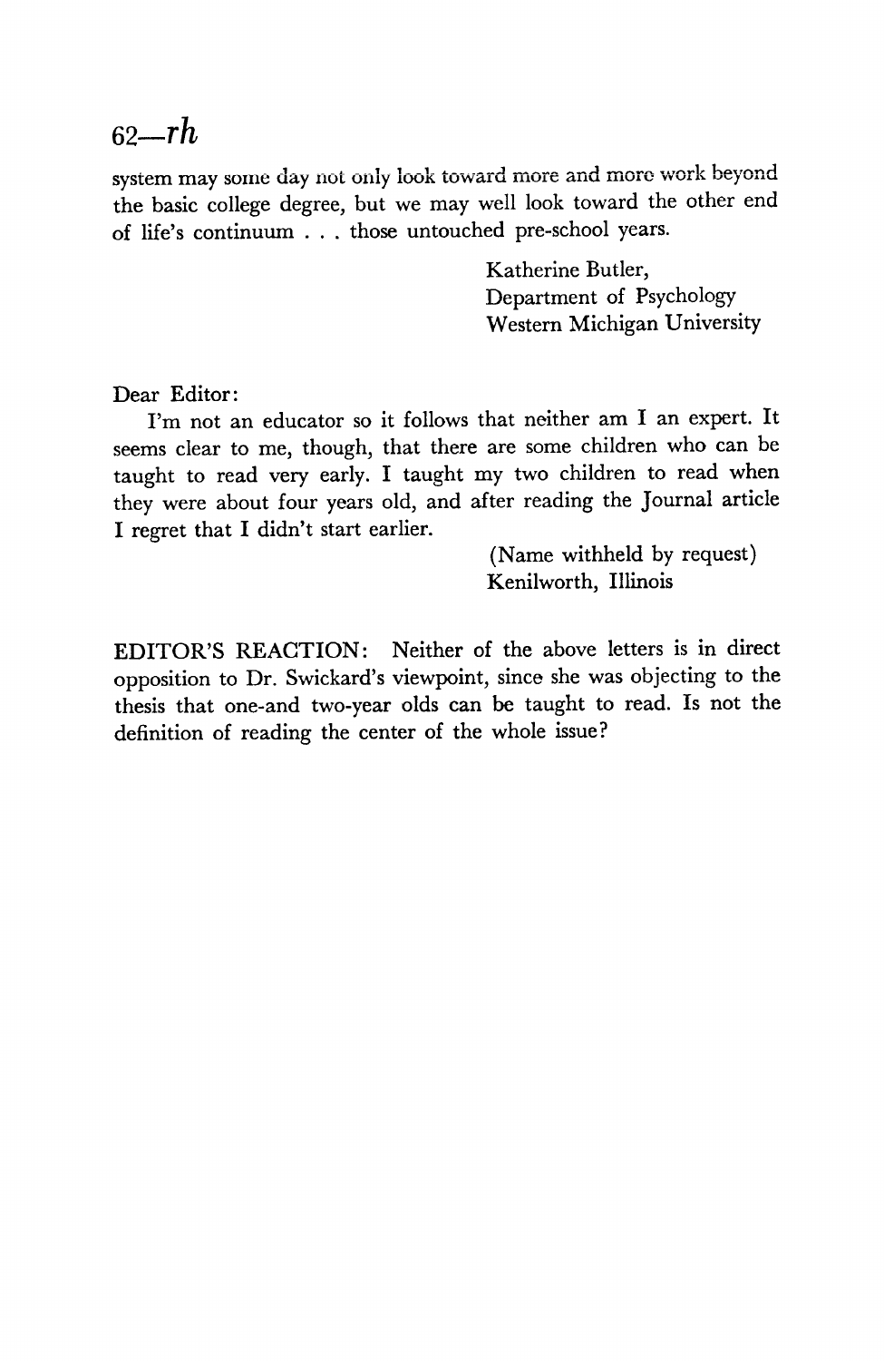system may some day not only look toward more and more work beyond the basic college degree, but we may well look toward the other end of life's continuum . . . those untouched pre-school years.

Katherine Butler,  
Department of Psychology  
Western Michigan University

Dear Editor:

I'm not an educator so it follows that neither am I an expert. It seems clear to me, though, that there are some children who can be taught to read very early. I taught my two children to read when they were about four years old, and after reading the Journal article I regret that I didn't start earlier.

(Name withheld by request)  
Kenilworth, Illinois

EDITOR'S REACTION: Neither of the above letters is in direct opposition to Dr. Swickard's viewpoint, since she was objecting to the thesis that one-and two-year olds can be taught to read. Is not the definition of reading the center of the whole issue?